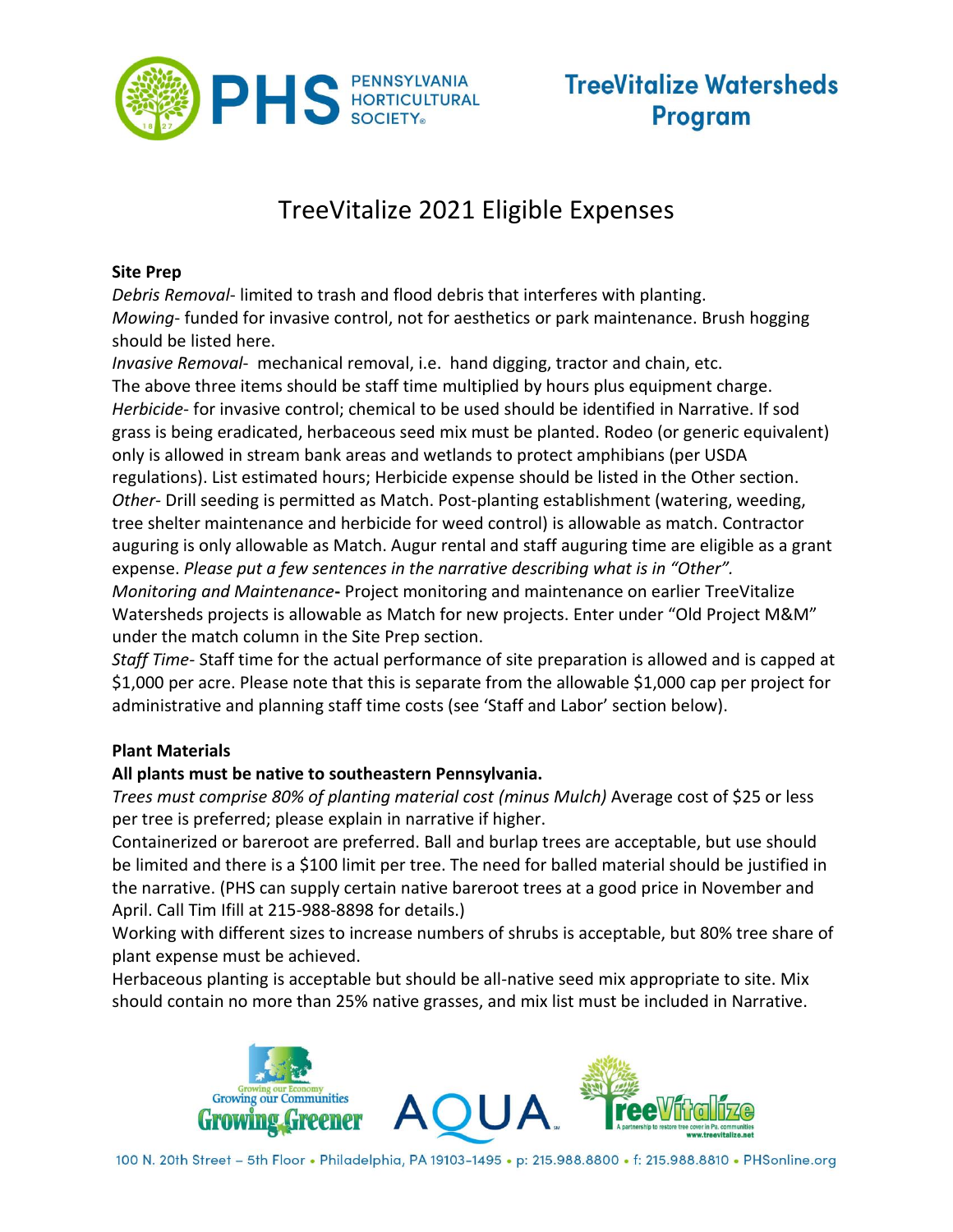# TreeVitalize Watersheds Program

## TreeVitalize 2021 Eligible Expenses

**Site Prep**

*Debris Removal*- limited to trash and flood debris that interferes with planting.
*Mowing*- funded for invasive control, not for aesthetics or park maintenance. Brush hogging should be listed here.
*Invasive Removal*- mechanical removal, i.e. hand digging, tractor and chain, etc.
The above three items should be staff time multiplied by hours plus equipment charge.
*Herbicide*- for invasive control; chemical to be used should be identified in Narrative. If sod grass is being eradicated, herbaceous seed mix must be planted. Rodeo (or generic equivalent) only is allowed in stream bank areas and wetlands to protect amphibians (per USDA regulations). List estimated hours; Herbicide expense should be listed in the Other section.
*Other*- Drill seeding is permitted as Match. Post-planting establishment (watering, weeding, tree shelter maintenance and herbicide for weed control) is allowable as match. Contractor auguring is only allowable as Match. Augur rental and staff auguring time are eligible as a grant expense. *Please put a few sentences in the narrative describing what is in "Other".*
*Monitoring and Maintenance***-** Project monitoring and maintenance on earlier TreeVitalize Watersheds projects is allowable as Match for new projects. Enter under "Old Project M&M" under the match column in the Site Prep section.
*Staff Time*- Staff time for the actual performance of site preparation is allowed and is capped at $1,000 per acre. Please note that this is separate from the allowable $1,000 cap per project for administrative and planning staff time costs (see 'Staff and Labor' section below).

**Plant Materials**

**All plants must be native to southeastern Pennsylvania.**

*Trees must comprise 80% of planting material cost (minus Mulch)* Average cost of $25 or less per tree is preferred; please explain in narrative if higher.
Containerized or bareroot are preferred. Ball and burlap trees are acceptable, but use should be limited and there is a $100 limit per tree. The need for balled material should be justified in the narrative. (PHS can supply certain native bareroot trees at a good price in November and April. Call Tim Ifill at 215-988-8898 for details.)
Working with different sizes to increase numbers of shrubs is acceptable, but 80% tree share of plant expense must be achieved.
Herbaceous planting is acceptable but should be all-native seed mix appropriate to site. Mix should contain no more than 25% native grasses, and mix list must be included in Narrative.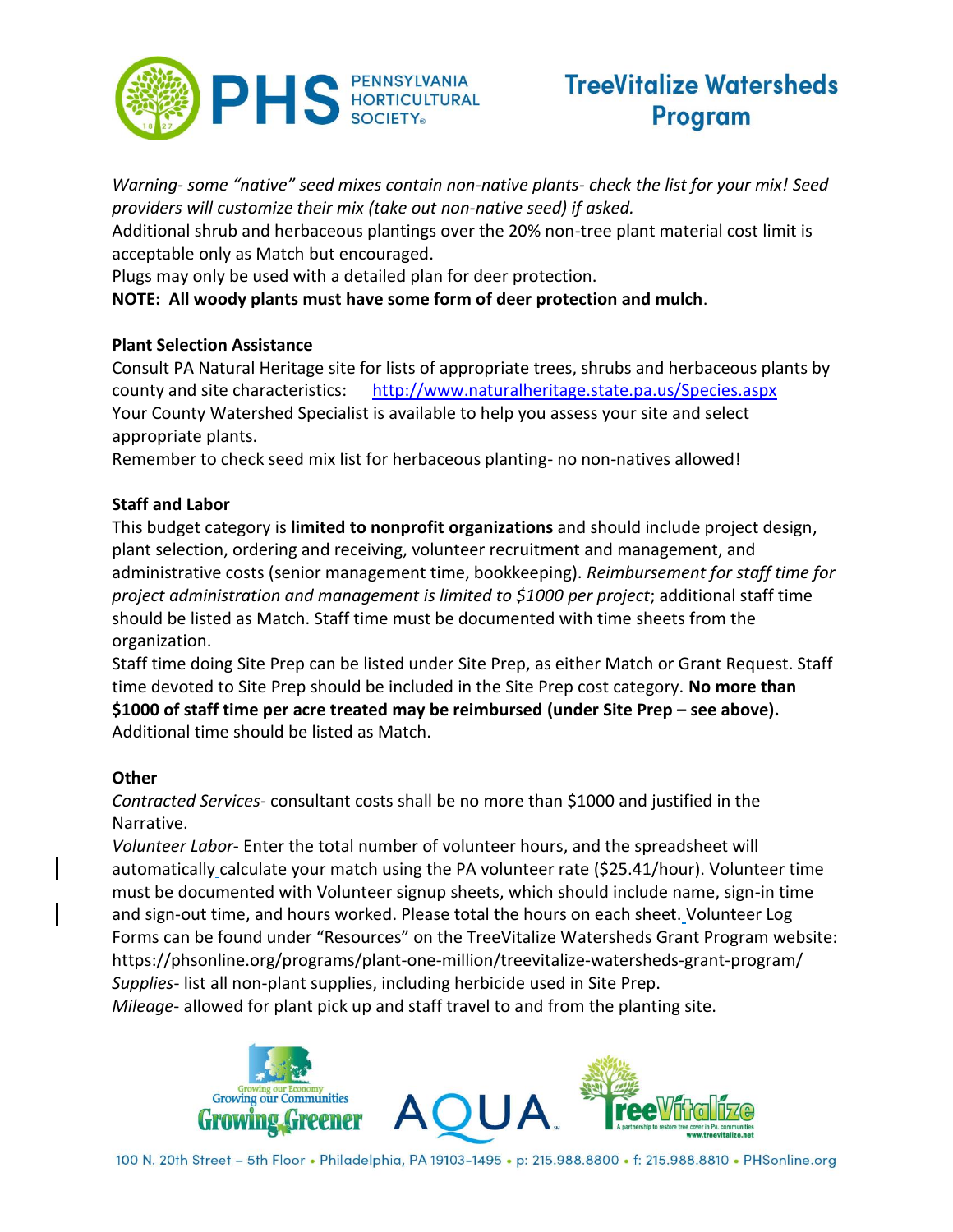*Warning- some "native" seed mixes contain non-native plants- check the list for your mix! Seed providers will customize their mix (take out non-native seed) if asked.*

Additional shrub and herbaceous plantings over the 20% non-tree plant material cost limit is acceptable only as Match but encouraged.

Plugs may only be used with a detailed plan for deer protection.

**NOTE: All woody plants must have some form of deer protection and mulch**.

**Plant Selection Assistance**

Consult PA Natural Heritage site for lists of appropriate trees, shrubs and herbaceous plants by county and site characteristics: [http://www.naturalheritage.state.pa.us/Species.aspx](http://www.naturalheritage.state.pa.us/Species.aspx)

Your County Watershed Specialist is available to help you assess your site and select appropriate plants.

Remember to check seed mix list for herbaceous planting- no non-natives allowed!

**Staff and Labor**

This budget category is **limited to nonprofit organizations** and should include project design, plant selection, ordering and receiving, volunteer recruitment and management, and administrative costs (senior management time, bookkeeping). *Reimbursement for staff time for project administration and management is limited to $1000 per project*; additional staff time should be listed as Match. Staff time must be documented with time sheets from the organization.

Staff time doing Site Prep can be listed under Site Prep, as either Match or Grant Request. Staff time devoted to Site Prep should be included in the Site Prep cost category. **No more than $1000 of staff time per acre treated may be reimbursed (under Site Prep – see above).** Additional time should be listed as Match.

**Other**

*Contracted Services*- consultant costs shall be no more than $1000 and justified in the Narrative.

*Volunteer Labor*- Enter the total number of volunteer hours, and the spreadsheet will automatically calculate your match using the PA volunteer rate ($25.41/hour). Volunteer time must be documented with Volunteer signup sheets, which should include name, sign-in time and sign-out time, and hours worked. Please total the hours on each sheet. Volunteer Log Forms can be found under "Resources" on the TreeVitalize Watersheds Grant Program website: https://phsonline.org/programs/plant-one-million/treevitalize-watersheds-grant-program/

*Supplies*- list all non-plant supplies, including herbicide used in Site Prep.

*Mileage*- allowed for plant pick up and staff travel to and from the planting site.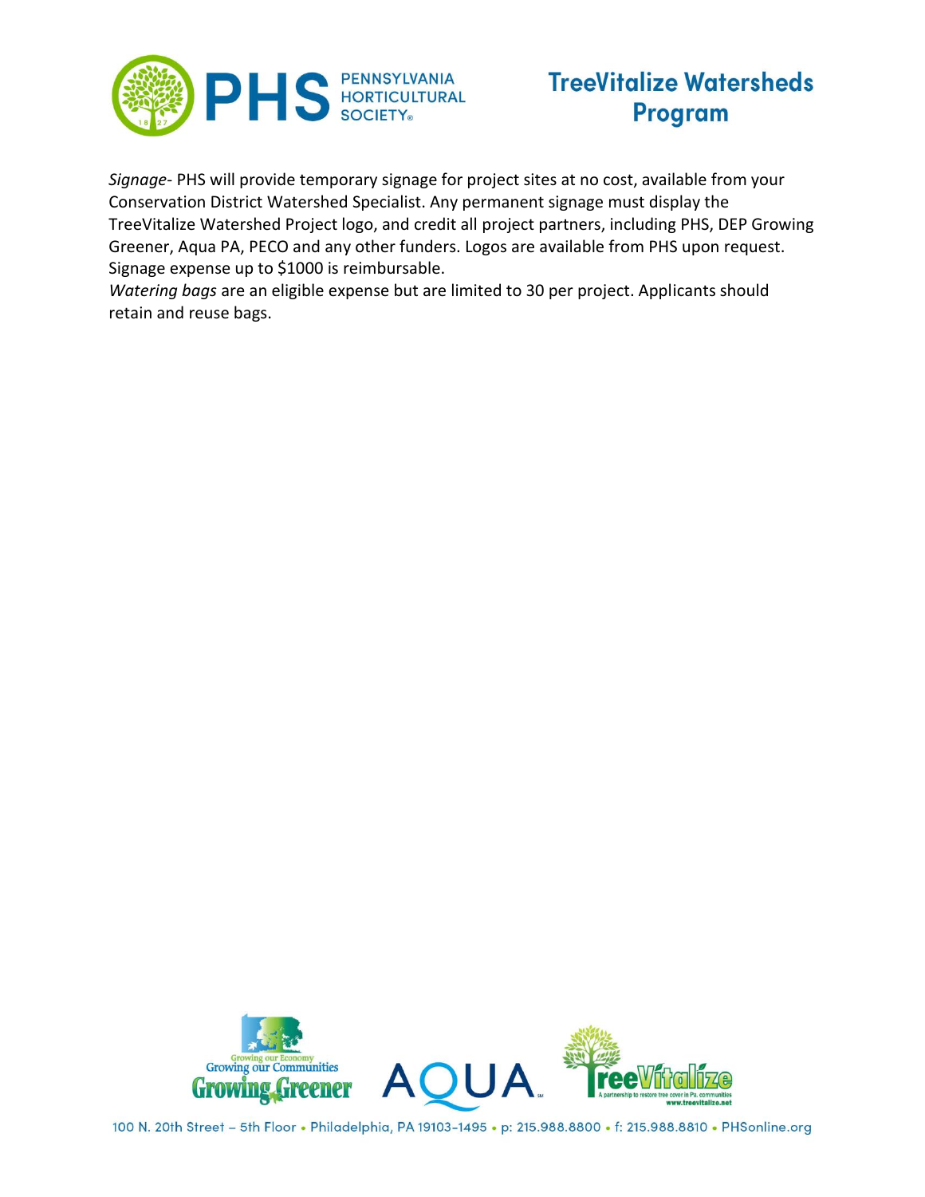*Signage*- PHS will provide temporary signage for project sites at no cost, available from your Conservation District Watershed Specialist. Any permanent signage must display the TreeVitalize Watershed Project logo, and credit all project partners, including PHS, DEP Growing Greener, Aqua PA, PECO and any other funders. Logos are available from PHS upon request. Signage expense up to $1000 is reimbursable.

*Watering bags* are an eligible expense but are limited to 30 per project. Applicants should retain and reuse bags.